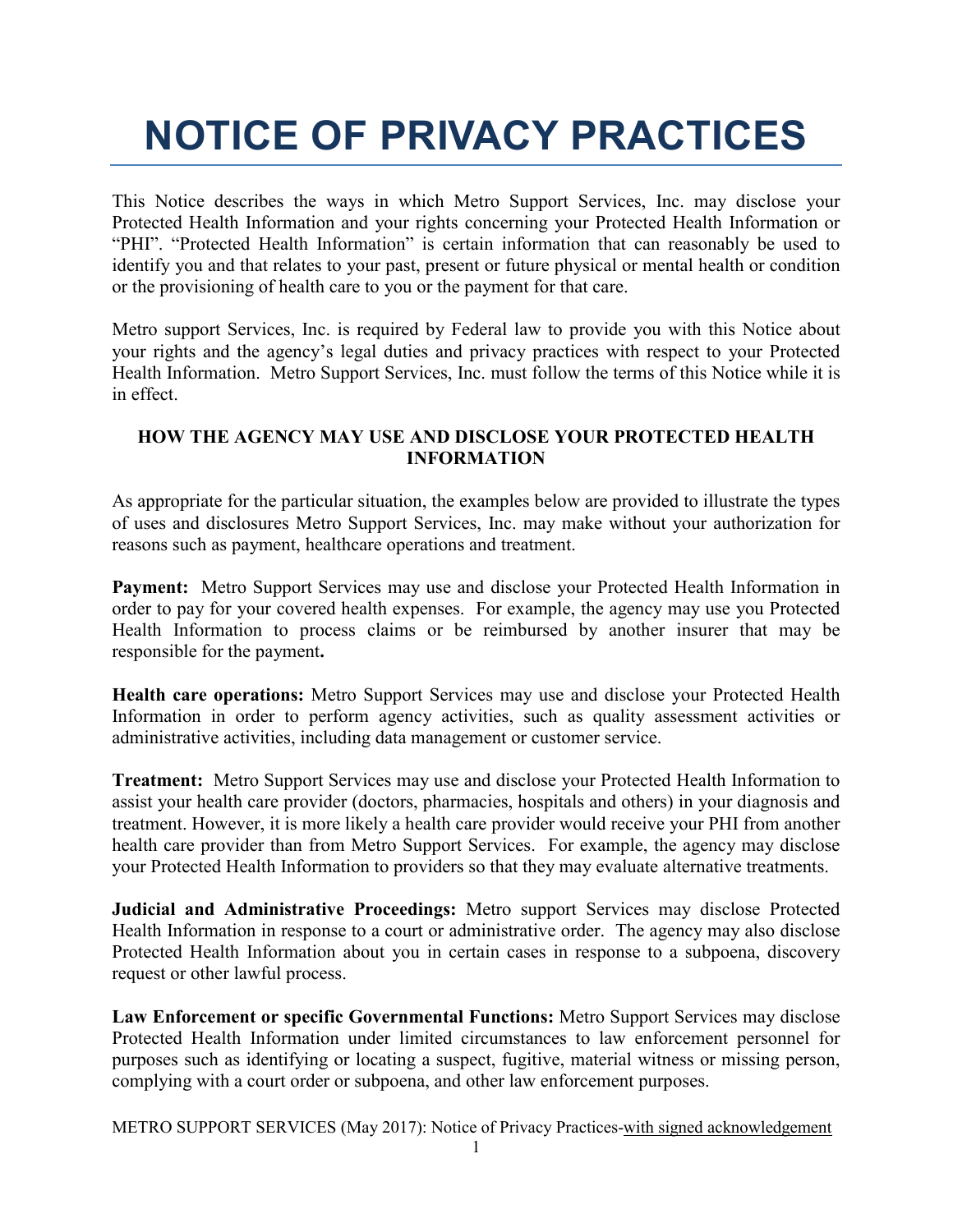# NOTICE OF PRIVACY PRACTICES

This Notice describes the ways in which Metro Support Services, Inc. may disclose your Protected Health Information and your rights concerning your Protected Health Information or "PHI". "Protected Health Information" is certain information that can reasonably be used to identify you and that relates to your past, present or future physical or mental health or condition or the provisioning of health care to you or the payment for that care.

Metro support Services, Inc. is required by Federal law to provide you with this Notice about your rights and the agency's legal duties and privacy practices with respect to your Protected Health Information. Metro Support Services, Inc. must follow the terms of this Notice while it is in effect.

**HOW THE AGENCY MAY USE AND DISCLOSE YOUR PROTECTED HEALTH INFORMATION**

As appropriate for the particular situation, the examples below are provided to illustrate the types of uses and disclosures Metro Support Services, Inc. may make without your authorization for reasons such as payment, healthcare operations and treatment.

**Payment:** Metro Support Services may use and disclose your Protected Health Information in order to pay for your covered health expenses. For example, the agency may use you Protected Health Information to process claims or be reimbursed by another insurer that may be responsible for the payment**.**

**Health care operations:** Metro Support Services may use and disclose your Protected Health Information in order to perform agency activities, such as quality assessment activities or administrative activities, including data management or customer service.

**Treatment:** Metro Support Services may use and disclose your Protected Health Information to assist your health care provider (doctors, pharmacies, hospitals and others) in your diagnosis and treatment. However, it is more likely a health care provider would receive your PHI from another health care provider than from Metro Support Services. For example, the agency may disclose your Protected Health Information to providers so that they may evaluate alternative treatments.

**Judicial and Administrative Proceedings:** Metro support Services may disclose Protected Health Information in response to a court or administrative order. The agency may also disclose Protected Health Information about you in certain cases in response to a subpoena, discovery request or other lawful process.

**Law Enforcement or specific Governmental Functions:** Metro Support Services may disclose Protected Health Information under limited circumstances to law enforcement personnel for purposes such as identifying or locating a suspect, fugitive, material witness or missing person, complying with a court order or subpoena, and other law enforcement purposes.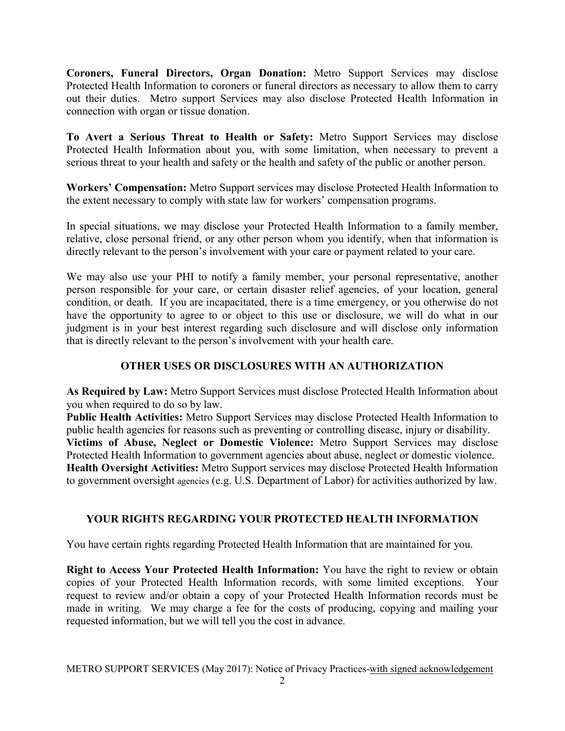**Coroners, Funeral Directors, Organ Donation:** Metro Support Services may disclose Protected Health Information to coroners or funeral directors as necessary to allow them to carry out their duties. Metro support Services may also disclose Protected Health Information in connection with organ or tissue donation.

**To Avert a Serious Threat to Health or Safety:** Metro Support Services may disclose Protected Health Information about you, with some limitation, when necessary to prevent a serious threat to your health and safety or the health and safety of the public or another person.

**Workers' Compensation:** Metro Support services may disclose Protected Health Information to the extent necessary to comply with state law for workers' compensation programs.

In special situations, we may disclose your Protected Health Information to a family member, relative, close personal friend, or any other person whom you identify, when that information is directly relevant to the person's involvement with your care or payment related to your care.

We may also use your PHI to notify a family member, your personal representative, another person responsible for your care, or certain disaster relief agencies, of your location, general condition, or death. If you are incapacitated, there is a time emergency, or you otherwise do not have the opportunity to agree to or object to this use or disclosure, we will do what in our judgment is in your best interest regarding such disclosure and will disclose only information that is directly relevant to the person's involvement with your health care.

## OTHER USES OR DISCLOSURES WITH AN AUTHORIZATION

**As Required by Law:** Metro Support Services must disclose Protected Health Information about you when required to do so by law.
**Public Health Activities:** Metro Support Services may disclose Protected Health Information to public health agencies for reasons such as preventing or controlling disease, injury or disability.
**Victims of Abuse, Neglect or Domestic Violence:** Metro Support Services may disclose Protected Health Information to government agencies about abuse, neglect or domestic violence.
**Health Oversight Activities:** Metro Support services may disclose Protected Health Information to government oversight agencies (e.g. U.S. Department of Labor) for activities authorized by law.

## YOUR RIGHTS REGARDING YOUR PROTECTED HEALTH INFORMATION

You have certain rights regarding Protected Health Information that are maintained for you.

**Right to Access Your Protected Health Information:** You have the right to review or obtain copies of your Protected Health Information records, with some limited exceptions. Your request to review and/or obtain a copy of your Protected Health Information records must be made in writing. We may charge a fee for the costs of producing, copying and mailing your requested information, but we will tell you the cost in advance.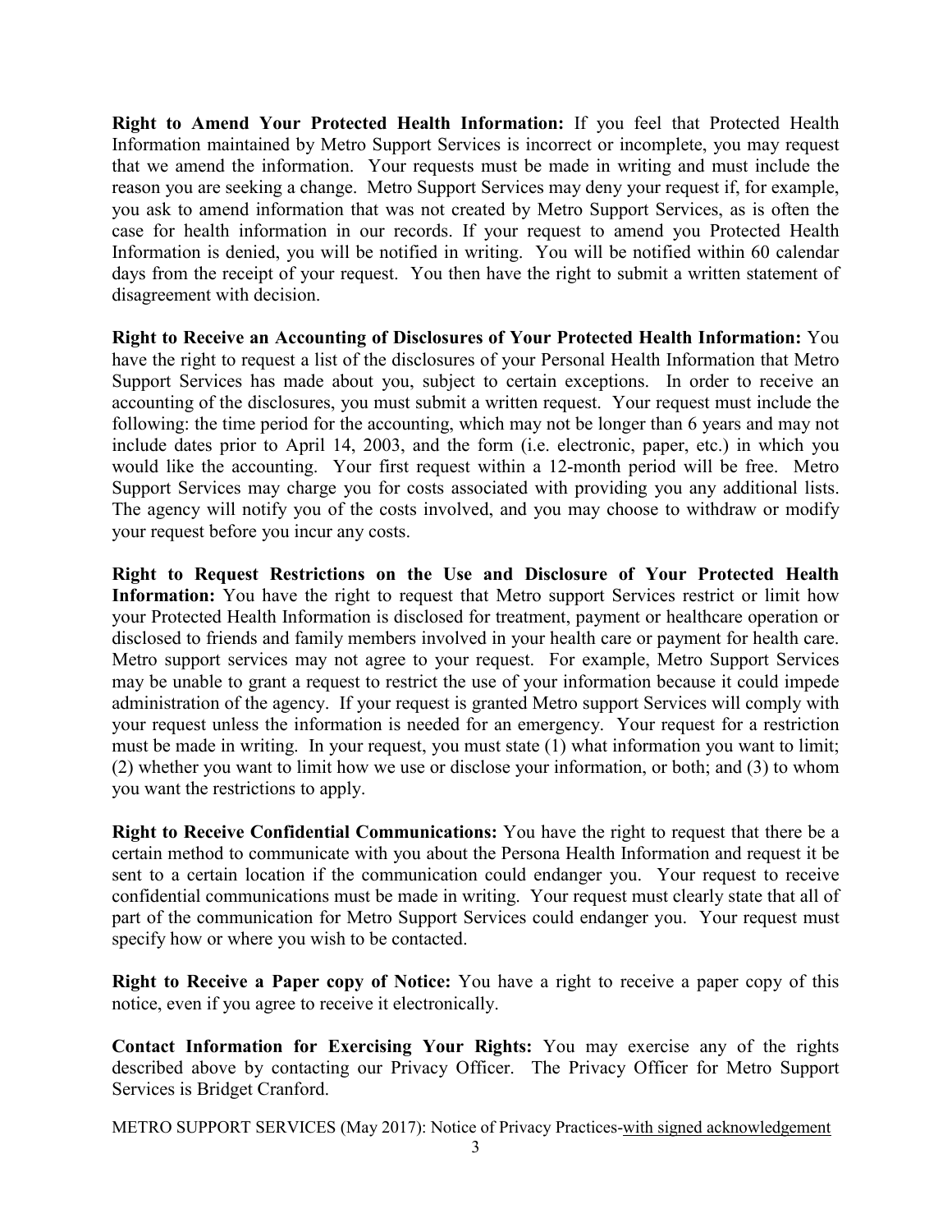**Right to Amend Your Protected Health Information:** If you feel that Protected Health Information maintained by Metro Support Services is incorrect or incomplete, you may request that we amend the information. Your requests must be made in writing and must include the reason you are seeking a change. Metro Support Services may deny your request if, for example, you ask to amend information that was not created by Metro Support Services, as is often the case for health information in our records. If your request to amend you Protected Health Information is denied, you will be notified in writing. You will be notified within 60 calendar days from the receipt of your request. You then have the right to submit a written statement of disagreement with decision.

**Right to Receive an Accounting of Disclosures of Your Protected Health Information:** You have the right to request a list of the disclosures of your Personal Health Information that Metro Support Services has made about you, subject to certain exceptions. In order to receive an accounting of the disclosures, you must submit a written request. Your request must include the following: the time period for the accounting, which may not be longer than 6 years and may not include dates prior to April 14, 2003, and the form (i.e. electronic, paper, etc.) in which you would like the accounting. Your first request within a 12-month period will be free. Metro Support Services may charge you for costs associated with providing you any additional lists. The agency will notify you of the costs involved, and you may choose to withdraw or modify your request before you incur any costs.

**Right to Request Restrictions on the Use and Disclosure of Your Protected Health Information:** You have the right to request that Metro support Services restrict or limit how your Protected Health Information is disclosed for treatment, payment or healthcare operation or disclosed to friends and family members involved in your health care or payment for health care. Metro support services may not agree to your request. For example, Metro Support Services may be unable to grant a request to restrict the use of your information because it could impede administration of the agency. If your request is granted Metro support Services will comply with your request unless the information is needed for an emergency. Your request for a restriction must be made in writing. In your request, you must state (1) what information you want to limit; (2) whether you want to limit how we use or disclose your information, or both; and (3) to whom you want the restrictions to apply.

**Right to Receive Confidential Communications:** You have the right to request that there be a certain method to communicate with you about the Persona Health Information and request it be sent to a certain location if the communication could endanger you. Your request to receive confidential communications must be made in writing. Your request must clearly state that all of part of the communication for Metro Support Services could endanger you. Your request must specify how or where you wish to be contacted.

**Right to Receive a Paper copy of Notice:** You have a right to receive a paper copy of this notice, even if you agree to receive it electronically.

**Contact Information for Exercising Your Rights:** You may exercise any of the rights described above by contacting our Privacy Officer. The Privacy Officer for Metro Support Services is Bridget Cranford.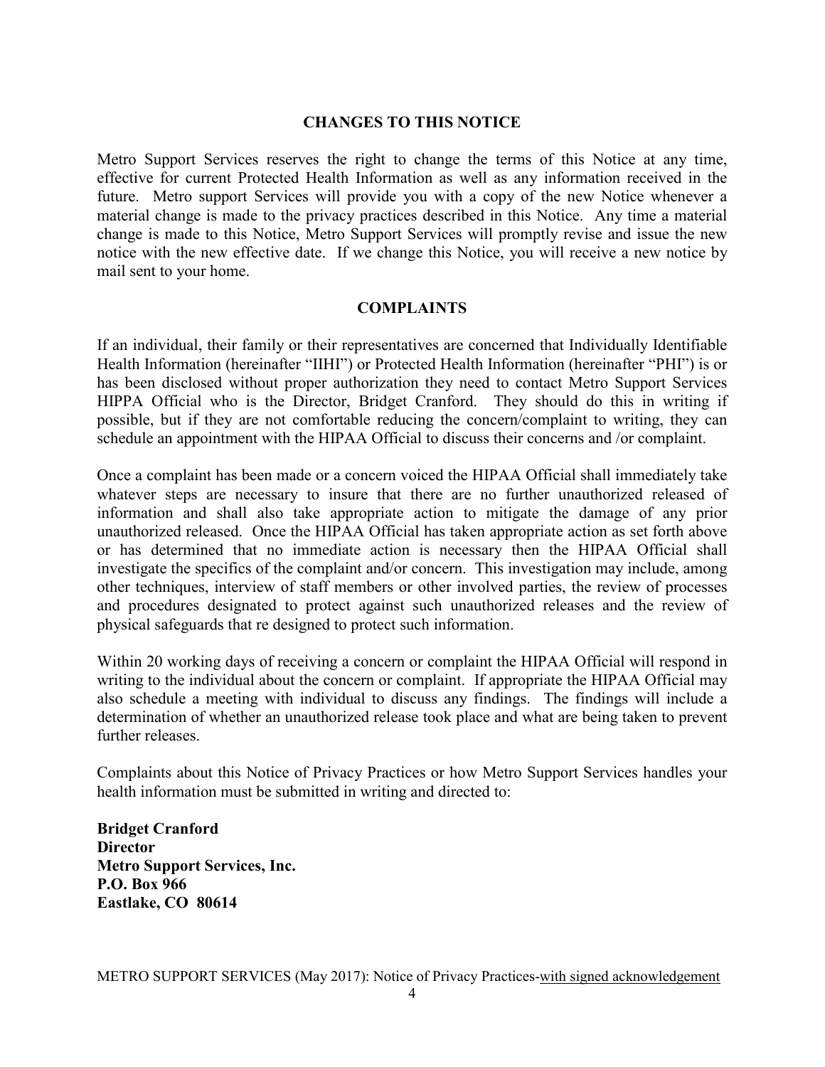## CHANGES TO THIS NOTICE

Metro Support Services reserves the right to change the terms of this Notice at any time, effective for current Protected Health Information as well as any information received in the future. Metro support Services will provide you with a copy of the new Notice whenever a material change is made to the privacy practices described in this Notice. Any time a material change is made to this Notice, Metro Support Services will promptly revise and issue the new notice with the new effective date. If we change this Notice, you will receive a new notice by mail sent to your home.

## COMPLAINTS

If an individual, their family or their representatives are concerned that Individually Identifiable Health Information (hereinafter "IIHI") or Protected Health Information (hereinafter "PHI") is or has been disclosed without proper authorization they need to contact Metro Support Services HIPPA Official who is the Director, Bridget Cranford. They should do this in writing if possible, but if they are not comfortable reducing the concern/complaint to writing, they can schedule an appointment with the HIPAA Official to discuss their concerns and /or complaint.

Once a complaint has been made or a concern voiced the HIPAA Official shall immediately take whatever steps are necessary to insure that there are no further unauthorized released of information and shall also take appropriate action to mitigate the damage of any prior unauthorized released. Once the HIPAA Official has taken appropriate action as set forth above or has determined that no immediate action is necessary then the HIPAA Official shall investigate the specifics of the complaint and/or concern. This investigation may include, among other techniques, interview of staff members or other involved parties, the review of processes and procedures designated to protect against such unauthorized releases and the review of physical safeguards that re designed to protect such information.

Within 20 working days of receiving a concern or complaint the HIPAA Official will respond in writing to the individual about the concern or complaint. If appropriate the HIPAA Official may also schedule a meeting with individual to discuss any findings. The findings will include a determination of whether an unauthorized release took place and what are being taken to prevent further releases.

Complaints about this Notice of Privacy Practices or how Metro Support Services handles your health information must be submitted in writing and directed to:

**Bridget Cranford**
**Director**
**Metro Support Services, Inc.**
**P.O. Box 966**
**Eastlake, CO 80614**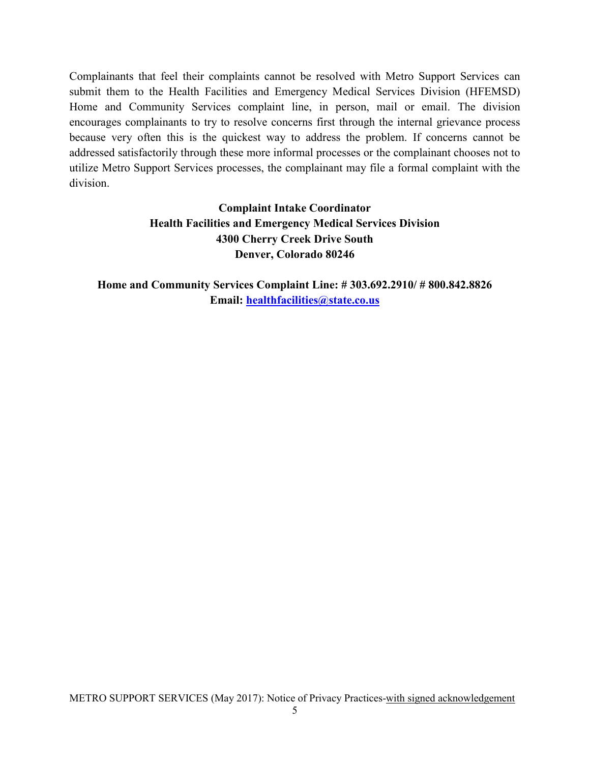Complainants that feel their complaints cannot be resolved with Metro Support Services can submit them to the Health Facilities and Emergency Medical Services Division (HFEMSD) Home and Community Services complaint line, in person, mail or email. The division encourages complainants to try to resolve concerns first through the internal grievance process because very often this is the quickest way to address the problem. If concerns cannot be addressed satisfactorily through these more informal processes or the complainant chooses not to utilize Metro Support Services processes, the complainant may file a formal complaint with the division.

**Complaint Intake Coordinator**
**Health Facilities and Emergency Medical Services Division**
**4300 Cherry Creek Drive South**
**Denver, Colorado 80246**

**Home and Community Services Complaint Line: # 303.692.2910/ # 800.842.8826**
**Email: healthfacilities@state.co.us**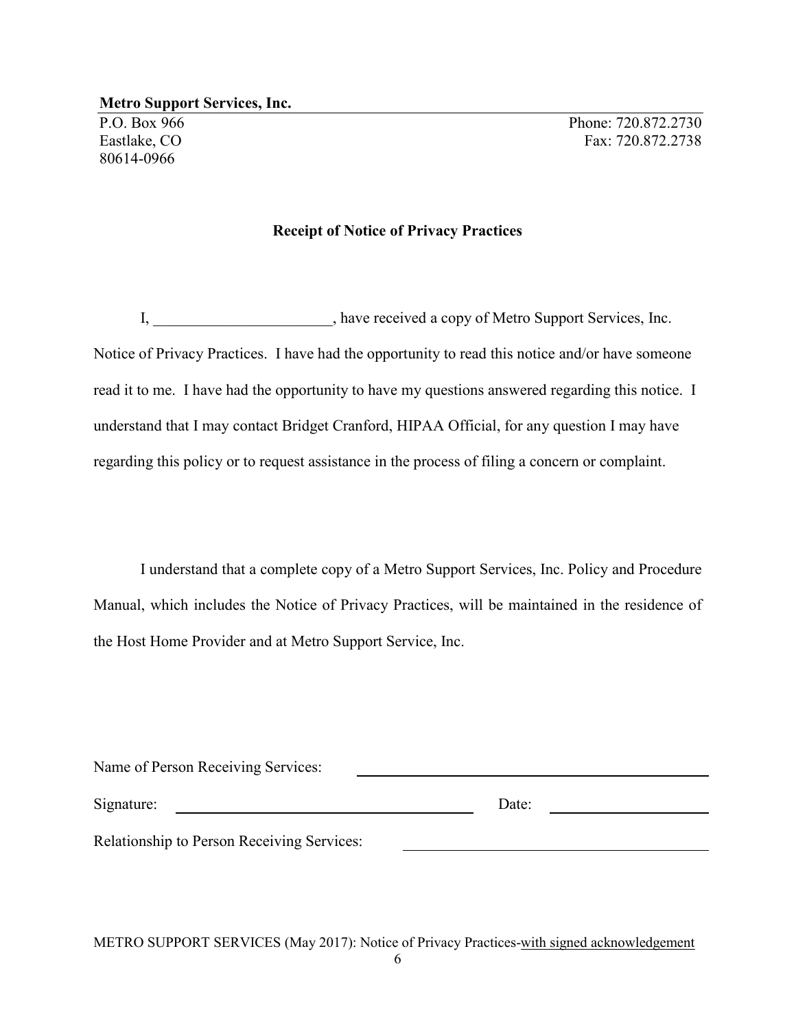**Metro Support Services, Inc.**

P.O. Box 966
Eastlake, CO
80614-0966

Phone: 720.872.2730
Fax: 720.872.2738

## Receipt of Notice of Privacy Practices

I, _______________________, have received a copy of Metro Support Services, Inc. Notice of Privacy Practices. I have had the opportunity to read this notice and/or have someone read it to me. I have had the opportunity to have my questions answered regarding this notice. I understand that I may contact Bridget Cranford, HIPAA Official, for any question I may have regarding this policy or to request assistance in the process of filing a concern or complaint.

I understand that a complete copy of a Metro Support Services, Inc. Policy and Procedure Manual, which includes the Notice of Privacy Practices, will be maintained in the residence of the Host Home Provider and at Metro Support Service, Inc.

Name of Person Receiving Services: ________________________________________

Signature: ____________________________________ Date: ____________________

Relationship to Person Receiving Services: ________________________________

METRO SUPPORT SERVICES (May 2017): Notice of Privacy Practices-with signed acknowledgement